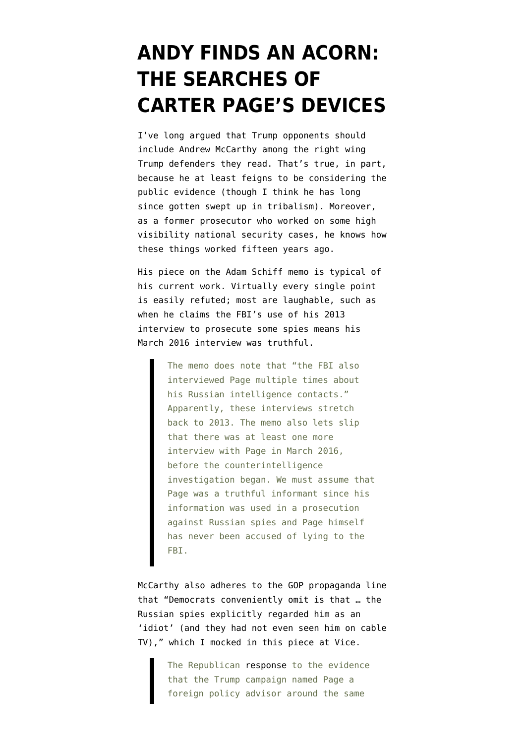# ANDY FINDS AN ACORN: THE SEARCHES OF CARTER PAGE'S DEVICES

I've long argued that Trump opponents should include Andrew McCarthy among the right wing Trump defenders they read. That's true, in part, because he at least feigns to be considering the public evidence (though I think he has long since gotten swept up in tribalism). Moreover, as a former prosecutor who worked on some high visibility national security cases, he knows how these things worked fifteen years ago.

His piece on the Adam Schiff memo is typical of his current work. Virtually every single point is easily refuted; most are laughable, such as when he claims the FBI's use of his 2013 interview to prosecute some spies means his March 2016 interview was truthful.

> The memo does note that "the FBI also interviewed Page multiple times about his Russian intelligence contacts." Apparently, these interviews stretch back to 2013. The memo also lets slip that there was at least one more interview with Page in March 2016, before the counterintelligence investigation began. We must assume that Page was a truthful informant since his information was used in a prosecution against Russian spies and Page himself has never been accused of lying to the FBI.

McCarthy also adheres to the GOP propaganda line that "Democrats conveniently omit is that … the Russian spies explicitly regarded him as an 'idiot' (and they had not even seen him on cable TV)," which I mocked in this piece at Vice.

> The Republican response to the evidence that the Trump campaign named Page a foreign policy advisor around the same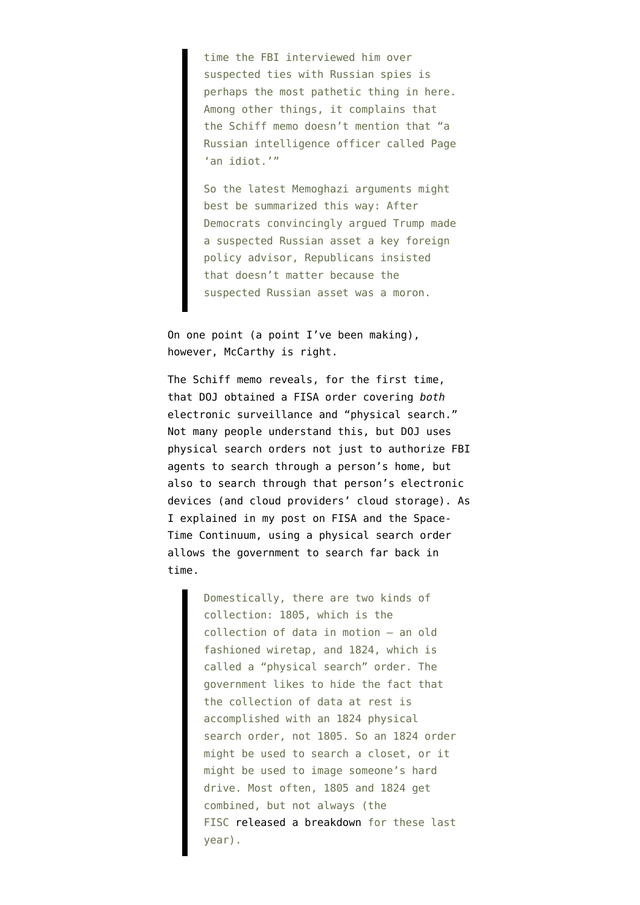> time the FBI interviewed him over suspected ties with Russian spies is perhaps the most pathetic thing in here. Among other things, it complains that the Schiff memo doesn't mention that "a Russian intelligence officer called Page 'an idiot.'"
>
> So the latest Memoghazi arguments might best be summarized this way: After Democrats convincingly argued Trump made a suspected Russian asset a key foreign policy advisor, Republicans insisted that doesn't matter because the suspected Russian asset was a moron.

On one point (a point I've been making), however, McCarthy is right.

The Schiff memo reveals, for the first time, that DOJ obtained a FISA order covering *both* electronic surveillance and "physical search." Not many people understand this, but DOJ uses physical search orders not just to authorize FBI agents to search through a person's home, but also to search through that person's electronic devices (and cloud providers' cloud storage). As I explained in my post on FISA and the Space-Time Continuum, using a physical search order allows the government to search far back in time.

> Domestically, there are two kinds of collection: 1805, which is the collection of data in motion — an old fashioned wiretap, and 1824, which is called a "physical search" order. The government likes to hide the fact that the collection of data at rest is accomplished with an 1824 physical search order, not 1805. So an 1824 order might be used to search a closet, or it might be used to image someone's hard drive. Most often, 1805 and 1824 get combined, but not always (the FISC released a breakdown for these last year).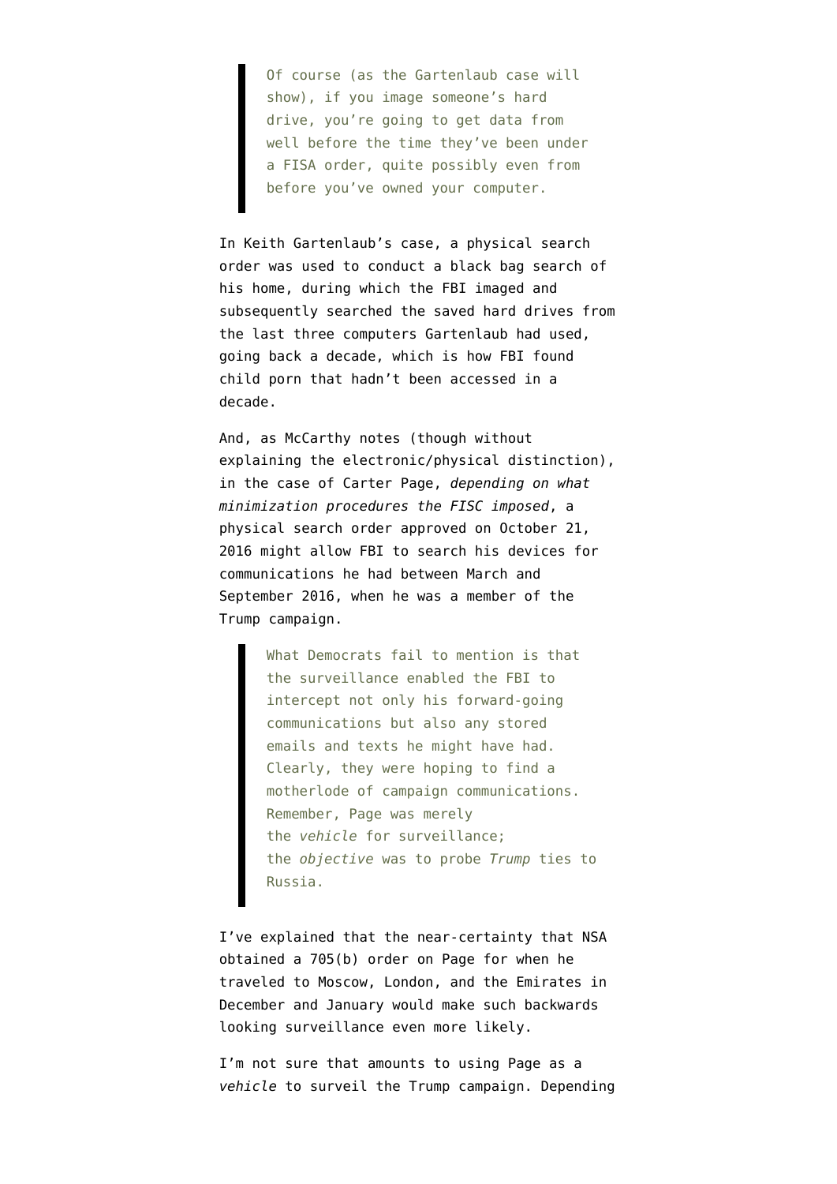> Of course (as the Gartenlaub case will show), if you image someone's hard drive, you're going to get data from well before the time they've been under a FISA order, quite possibly even from before you've owned your computer.

In Keith Gartenlaub's case, a physical search order was used to conduct a black bag search of his home, during which the FBI imaged and subsequently searched the saved hard drives from the last three computers Gartenlaub had used, going back a decade, which is how FBI found child porn that hadn't been accessed in a decade.

And, as McCarthy notes (though without explaining the electronic/physical distinction), in the case of Carter Page, *depending on what minimization procedures the FISC imposed*, a physical search order approved on October 21, 2016 might allow FBI to search his devices for communications he had between March and September 2016, when he was a member of the Trump campaign.

> What Democrats fail to mention is that the surveillance enabled the FBI to intercept not only his forward-going communications but also any stored emails and texts he might have had. Clearly, they were hoping to find a motherlode of campaign communications. Remember, Page was merely the *vehicle* for surveillance; the *objective* was to probe *Trump* ties to Russia.

I've explained that the near-certainty that NSA obtained a 705(b) order on Page for when he traveled to Moscow, London, and the Emirates in December and January would make such backwards looking surveillance even more likely.

I'm not sure that amounts to using Page as a *vehicle* to surveil the Trump campaign. Depending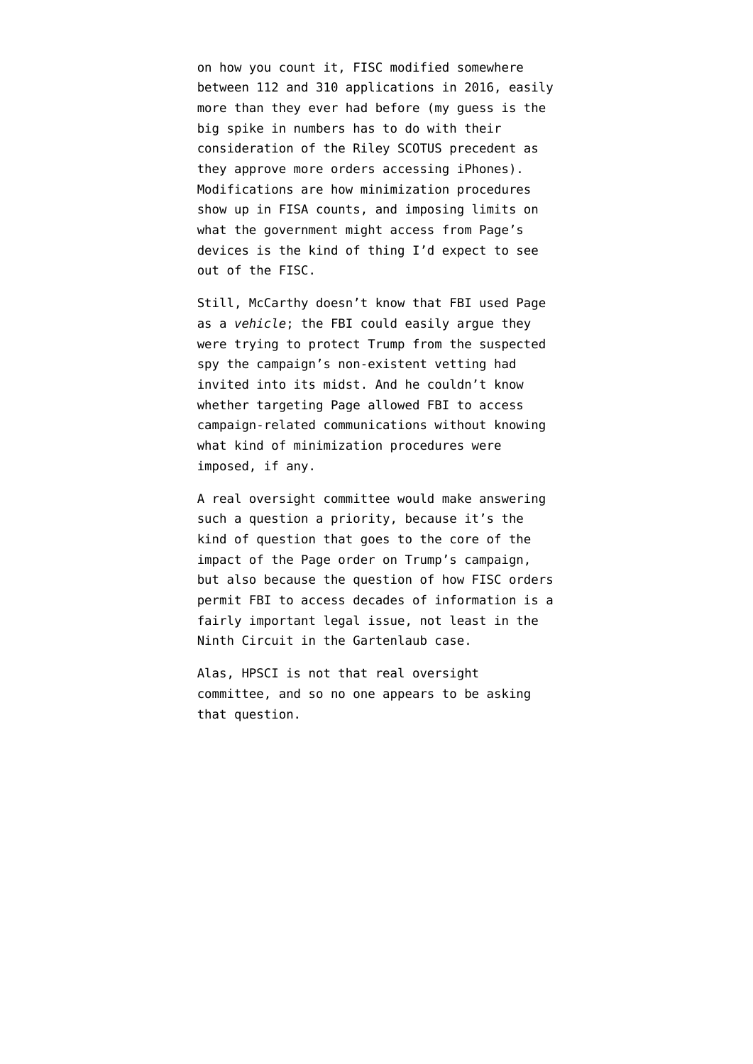on how you count it, FISC modified somewhere between 112 and 310 applications in 2016, easily more than they ever had before (my guess is the big spike in numbers has to do with their consideration of the Riley SCOTUS precedent as they approve more orders accessing iPhones). Modifications are how minimization procedures show up in FISA counts, and imposing limits on what the government might access from Page's devices is the kind of thing I'd expect to see out of the FISC.

Still, McCarthy doesn't know that FBI used Page as a *vehicle*; the FBI could easily argue they were trying to protect Trump from the suspected spy the campaign's non-existent vetting had invited into its midst. And he couldn't know whether targeting Page allowed FBI to access campaign-related communications without knowing what kind of minimization procedures were imposed, if any.

A real oversight committee would make answering such a question a priority, because it's the kind of question that goes to the core of the impact of the Page order on Trump's campaign, but also because the question of how FISC orders permit FBI to access decades of information is a fairly important legal issue, not least in the Ninth Circuit in the Gartenlaub case.

Alas, HPSCI is not that real oversight committee, and so no one appears to be asking that question.